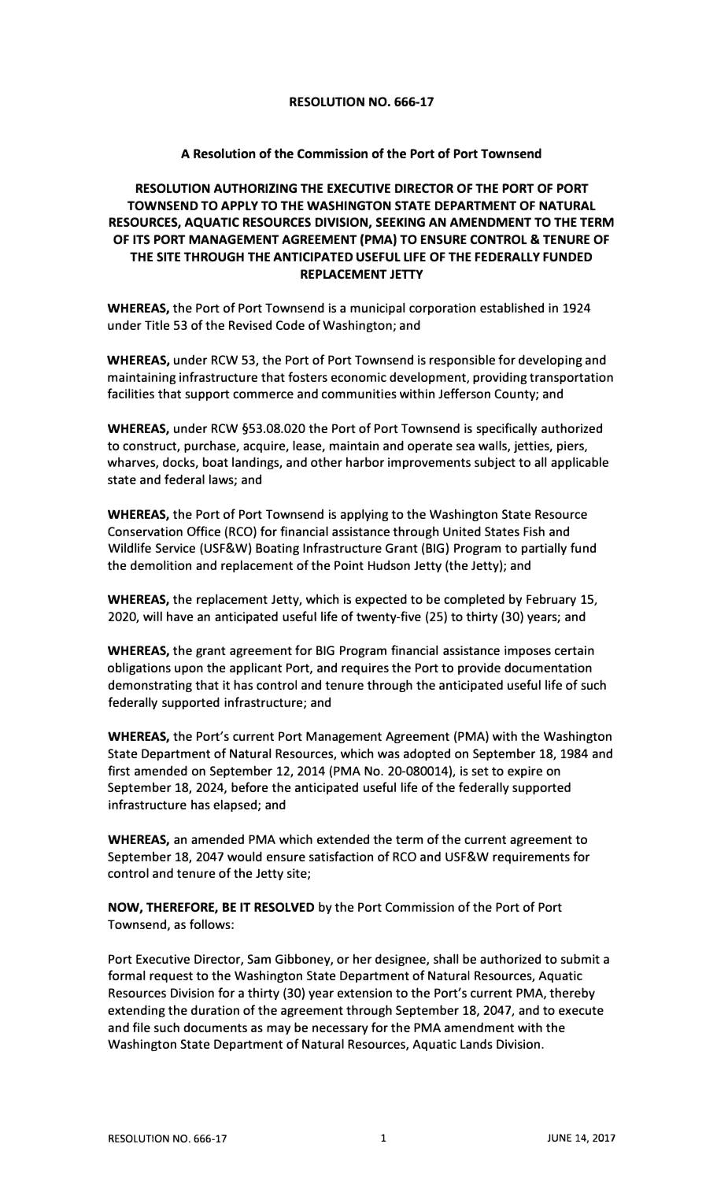**RESOLUTION NO. 666-17**

**A Resolution of the Commission of the Port of Port Townsend**

**RESOLUTION AUTHORIZING THE EXECUTIVE DIRECTOR OF THE PORT OF PORT TOWNSEND TO APPLY TO THE WASHINGTON STATE DEPARTMENT OF NATURAL RESOURCES, AQUATIC RESOURCES DIVISION, SEEKING AN AMENDMENT TO THE TERM OF ITS PORT MANAGEMENT AGREEMENT (PMA) TO ENSURE CONTROL & TENURE OF THE SITE THROUGH THE ANTICIPATED USEFUL LIFE OF THE FEDERALLY FUNDED REPLACEMENT JETTY**

**WHEREAS,** the Port of Port Townsend is a municipal corporation established in 1924 under Title 53 of the Revised Code of Washington; and

**WHEREAS,** under RCW 53, the Port of Port Townsend is responsible for developing and maintaining infrastructure that fosters economic development, providing transportation facilities that support commerce and communities within Jefferson County; and

**WHEREAS,** under RCW §53.08.020 the Port of Port Townsend is specifically authorized to construct, purchase, acquire, lease, maintain and operate sea walls, jetties, piers, wharves, docks, boat landings, and other harbor improvements subject to all applicable state and federal laws; and

**WHEREAS,** the Port of Port Townsend is applying to the Washington State Resource Conservation Office (RCO) for financial assistance through United States Fish and Wildlife Service (USF&W) Boating Infrastructure Grant (BIG) Program to partially fund the demolition and replacement of the Point Hudson Jetty (the Jetty); and

**WHEREAS,** the replacement Jetty, which is expected to be completed by February 15, 2020, will have an anticipated useful life of twenty-five (25) to thirty (30) years; and

**WHEREAS,** the grant agreement for BIG Program financial assistance imposes certain obligations upon the applicant Port, and requires the Port to provide documentation demonstrating that it has control and tenure through the anticipated useful life of such federally supported infrastructure; and

**WHEREAS,** the Port's current Port Management Agreement (PMA) with the Washington State Department of Natural Resources, which was adopted on September 18, 1984 and first amended on September 12, 2014 (PMA No. 20-080014), is set to expire on September 18, 2024, before the anticipated useful life of the federally supported infrastructure has elapsed; and

**WHEREAS,** an amended PMA which extended the term of the current agreement to September 18, 2047 would ensure satisfaction of RCO and USF&W requirements for control and tenure of the Jetty site;

**NOW, THEREFORE, BE IT RESOLVED** by the Port Commission of the Port of Port Townsend, as follows:

Port Executive Director, Sam Gibboney, or her designee, shall be authorized to submit a formal request to the Washington State Department of Natural Resources, Aquatic Resources Division for a thirty (30) year extension to the Port's current PMA, thereby extending the duration of the agreement through September 18, 2047, and to execute and file such documents as may be necessary for the PMA amendment with the Washington State Department of Natural Resources, Aquatic Lands Division.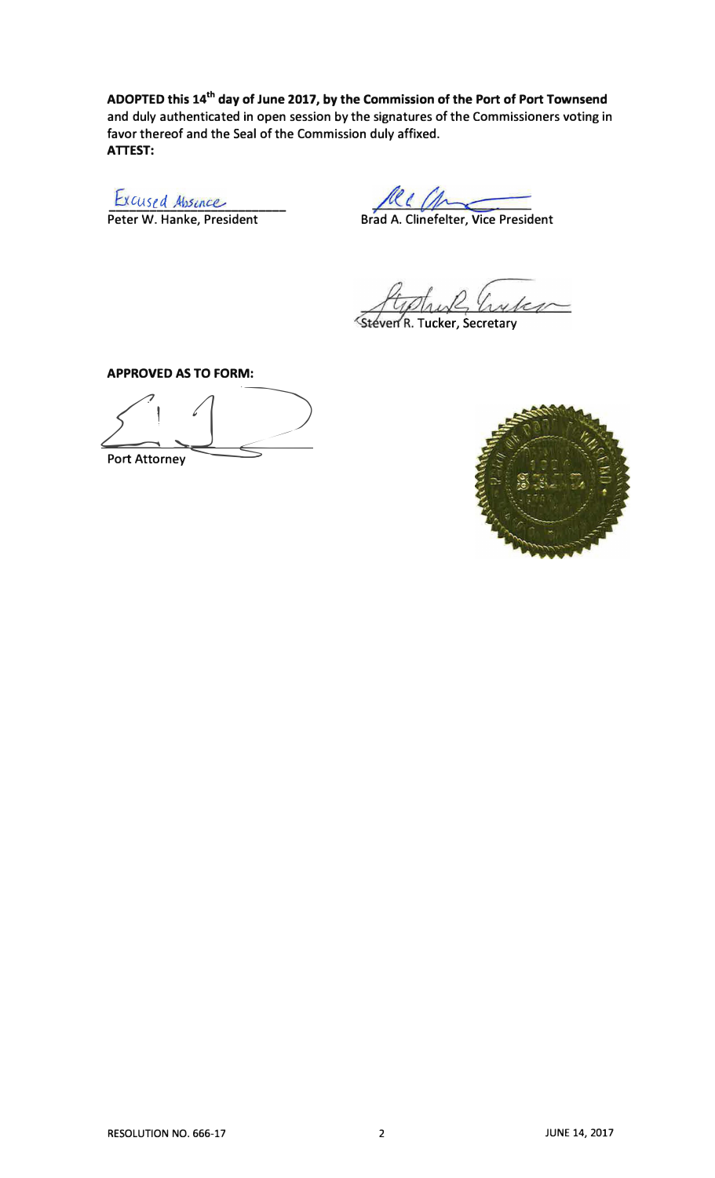**ADOPTED this 14th day of June 2017, by the Commission of the Port of Port Townsend** and duly authenticated in open session by the signatures of the Commissioners voting in favor thereof and the Seal of the Commission duly affixed.

**ATTEST:**

Excused Absence
Peter W. Hanke, President

Brad A. Clinefelter, Vice President

Steven R. Tucker, Secretary

**APPROVED AS TO FORM:**

Port Attorney

RESOLUTION NO. 666-17

JUNE 14, 2017